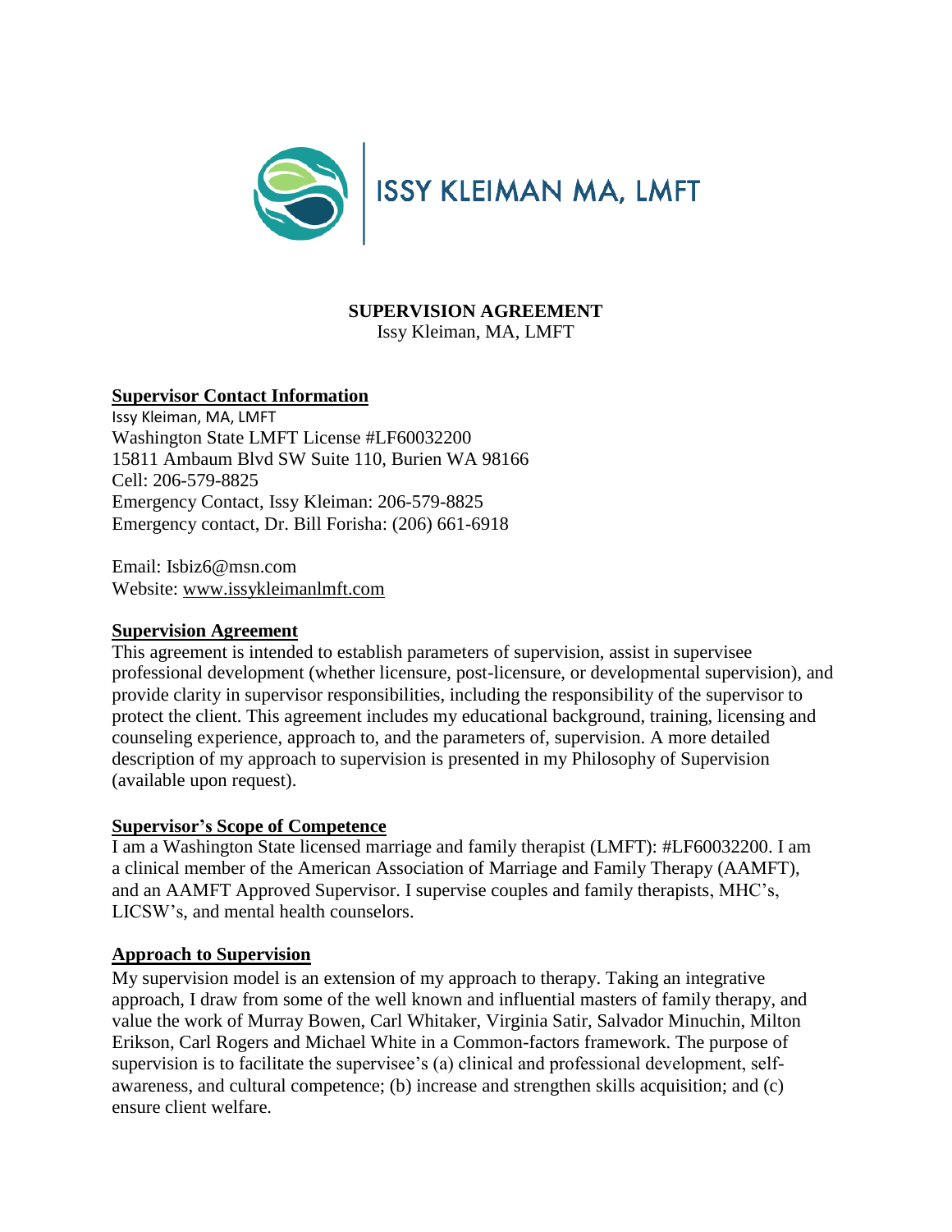ISSY KLEIMAN MA, LMFT

**SUPERVISION AGREEMENT**
Issy Kleiman, MA, LMFT

## Supervisor Contact Information

Issy Kleiman, MA, LMFT
Washington State LMFT License #LF60032200
15811 Ambaum Blvd SW Suite 110, Burien WA 98166
Cell: 206-579-8825
Emergency Contact, Issy Kleiman: 206-579-8825
Emergency contact, Dr. Bill Forisha: (206) 661-6918

Email: Isbiz6@msn.com
Website: www.issykleimanlmft.com

## Supervision Agreement

This agreement is intended to establish parameters of supervision, assist in supervisee professional development (whether licensure, post-licensure, or developmental supervision), and provide clarity in supervisor responsibilities, including the responsibility of the supervisor to protect the client. This agreement includes my educational background, training, licensing and counseling experience, approach to, and the parameters of, supervision. A more detailed description of my approach to supervision is presented in my Philosophy of Supervision (available upon request).

## Supervisor's Scope of Competence

I am a Washington State licensed marriage and family therapist (LMFT): #LF60032200. I am a clinical member of the American Association of Marriage and Family Therapy (AAMFT), and an AAMFT Approved Supervisor. I supervise couples and family therapists, MHC's, LICSW's, and mental health counselors.

## Approach to Supervision

My supervision model is an extension of my approach to therapy. Taking an integrative approach, I draw from some of the well known and influential masters of family therapy, and value the work of Murray Bowen, Carl Whitaker, Virginia Satir, Salvador Minuchin, Milton Erikson, Carl Rogers and Michael White in a Common-factors framework. The purpose of supervision is to facilitate the supervisee's (a) clinical and professional development, self-awareness, and cultural competence; (b) increase and strengthen skills acquisition; and (c) ensure client welfare.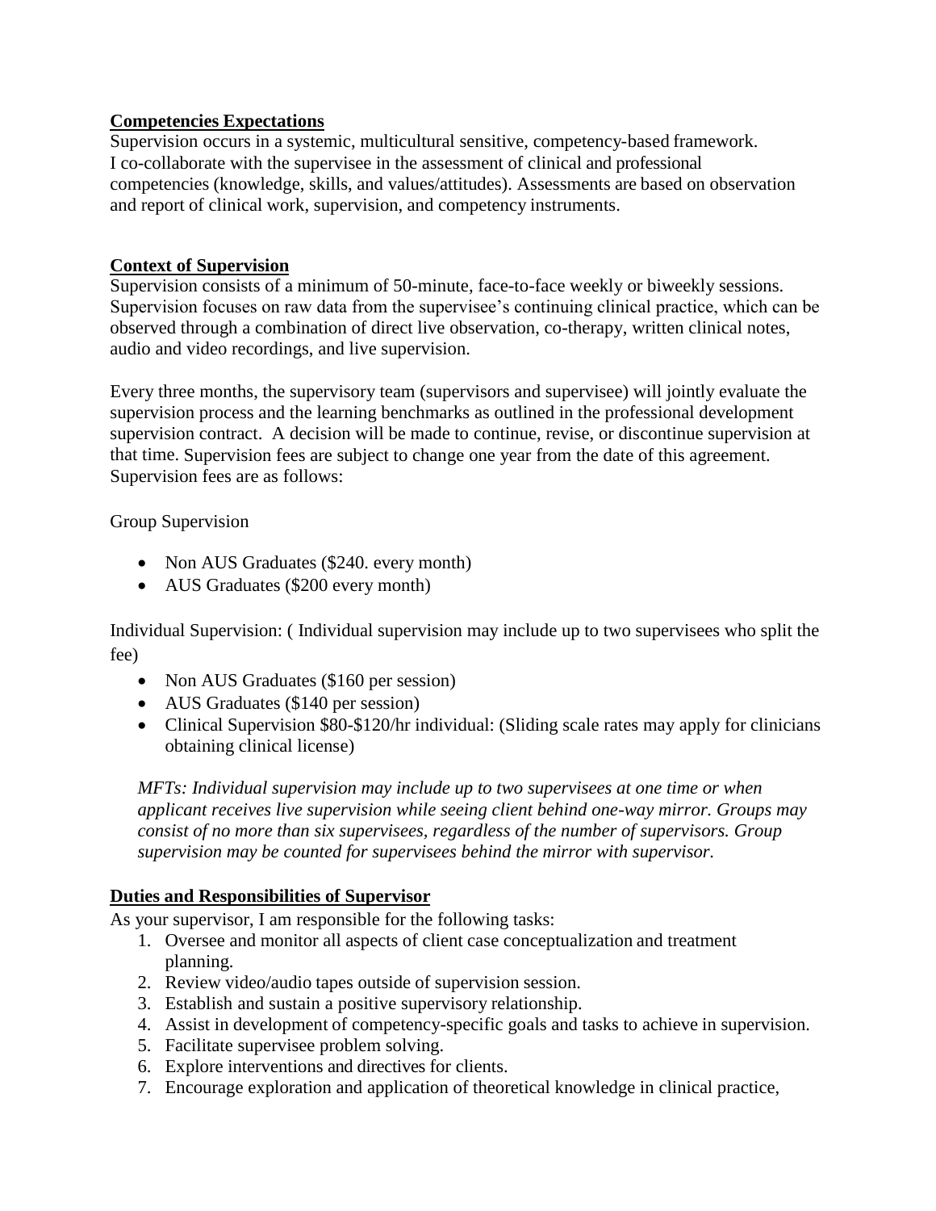**Competencies Expectations**

Supervision occurs in a systemic, multicultural sensitive, competency-based framework. I co-collaborate with the supervisee in the assessment of clinical and professional competencies (knowledge, skills, and values/attitudes). Assessments are based on observation and report of clinical work, supervision, and competency instruments.

**Context of Supervision**

Supervision consists of a minimum of 50-minute, face-to-face weekly or biweekly sessions. Supervision focuses on raw data from the supervisee's continuing clinical practice, which can be observed through a combination of direct live observation, co-therapy, written clinical notes, audio and video recordings, and live supervision.

Every three months, the supervisory team (supervisors and supervisee) will jointly evaluate the supervision process and the learning benchmarks as outlined in the professional development supervision contract. A decision will be made to continue, revise, or discontinue supervision at that time. Supervision fees are subject to change one year from the date of this agreement. Supervision fees are as follows:

Group Supervision

- Non AUS Graduates ($240. every month)
- AUS Graduates ($200 every month)

Individual Supervision: ( Individual supervision may include up to two supervisees who split the fee)

- Non AUS Graduates ($160 per session)
- AUS Graduates ($140 per session)
- Clinical Supervision $80-$120/hr individual: (Sliding scale rates may apply for clinicians obtaining clinical license)

*MFTs: Individual supervision may include up to two supervisees at one time or when applicant receives live supervision while seeing client behind one-way mirror. Groups may consist of no more than six supervisees, regardless of the number of supervisors. Group supervision may be counted for supervisees behind the mirror with supervisor.*

**Duties and Responsibilities of Supervisor**

As your supervisor, I am responsible for the following tasks:

1. Oversee and monitor all aspects of client case conceptualization and treatment planning.
2. Review video/audio tapes outside of supervision session.
3. Establish and sustain a positive supervisory relationship.
4. Assist in development of competency-specific goals and tasks to achieve in supervision.
5. Facilitate supervisee problem solving.
6. Explore interventions and directives for clients.
7. Encourage exploration and application of theoretical knowledge in clinical practice,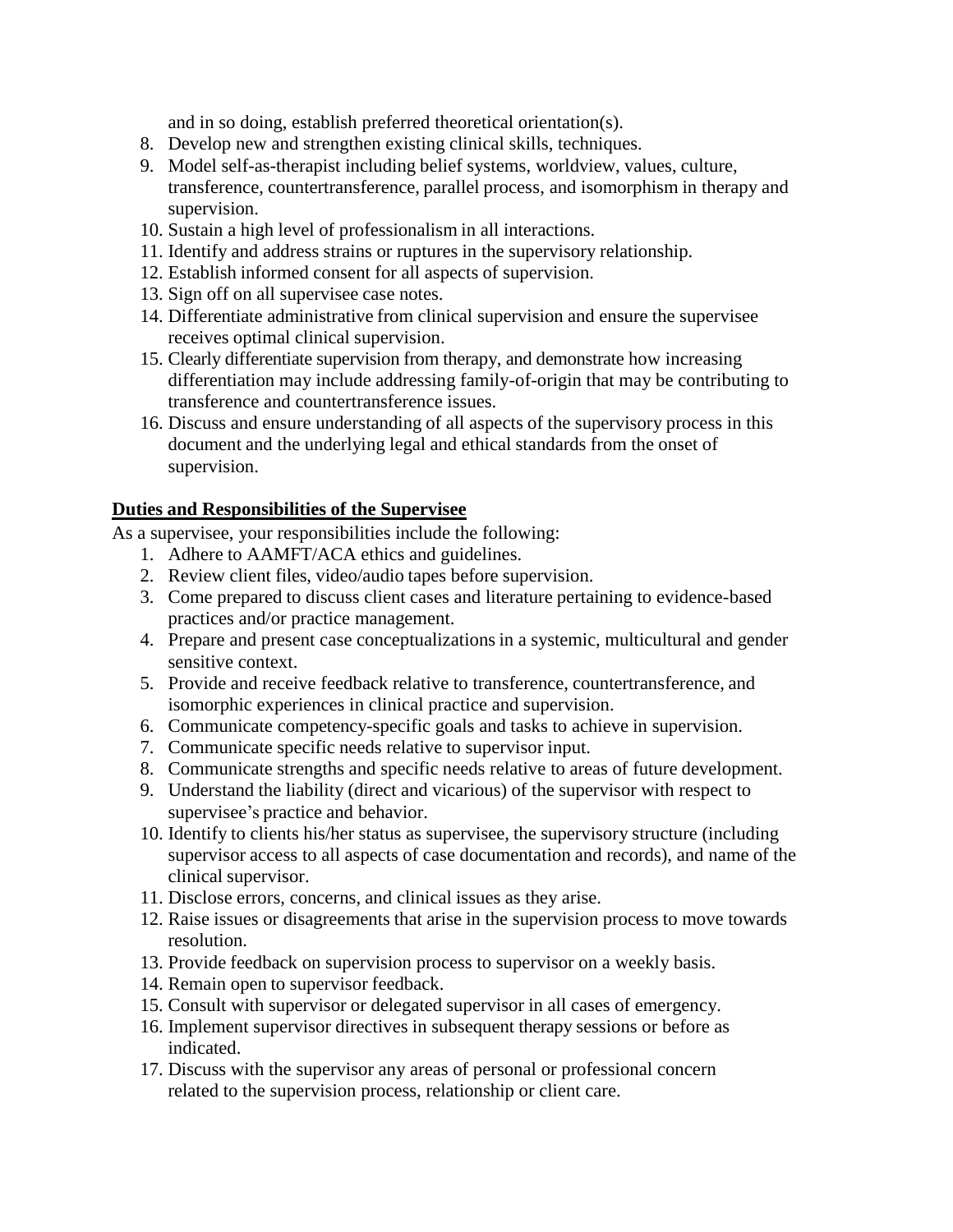and in so doing, establish preferred theoretical orientation(s).

8. Develop new and strengthen existing clinical skills, techniques.
9. Model self-as-therapist including belief systems, worldview, values, culture, transference, countertransference, parallel process, and isomorphism in therapy and supervision.
10. Sustain a high level of professionalism in all interactions.
11. Identify and address strains or ruptures in the supervisory relationship.
12. Establish informed consent for all aspects of supervision.
13. Sign off on all supervisee case notes.
14. Differentiate administrative from clinical supervision and ensure the supervisee receives optimal clinical supervision.
15. Clearly differentiate supervision from therapy, and demonstrate how increasing differentiation may include addressing family-of-origin that may be contributing to transference and countertransference issues.
16. Discuss and ensure understanding of all aspects of the supervisory process in this document and the underlying legal and ethical standards from the onset of supervision.

**Duties and Responsibilities of the Supervisee**

As a supervisee, your responsibilities include the following:

1. Adhere to AAMFT/ACA ethics and guidelines.
2. Review client files, video/audio tapes before supervision.
3. Come prepared to discuss client cases and literature pertaining to evidence-based practices and/or practice management.
4. Prepare and present case conceptualizations in a systemic, multicultural and gender sensitive context.
5. Provide and receive feedback relative to transference, countertransference, and isomorphic experiences in clinical practice and supervision.
6. Communicate competency-specific goals and tasks to achieve in supervision.
7. Communicate specific needs relative to supervisor input.
8. Communicate strengths and specific needs relative to areas of future development.
9. Understand the liability (direct and vicarious) of the supervisor with respect to supervisee's practice and behavior.
10. Identify to clients his/her status as supervisee, the supervisory structure (including supervisor access to all aspects of case documentation and records), and name of the clinical supervisor.
11. Disclose errors, concerns, and clinical issues as they arise.
12. Raise issues or disagreements that arise in the supervision process to move towards resolution.
13. Provide feedback on supervision process to supervisor on a weekly basis.
14. Remain open to supervisor feedback.
15. Consult with supervisor or delegated supervisor in all cases of emergency.
16. Implement supervisor directives in subsequent therapy sessions or before as indicated.
17. Discuss with the supervisor any areas of personal or professional concern related to the supervision process, relationship or client care.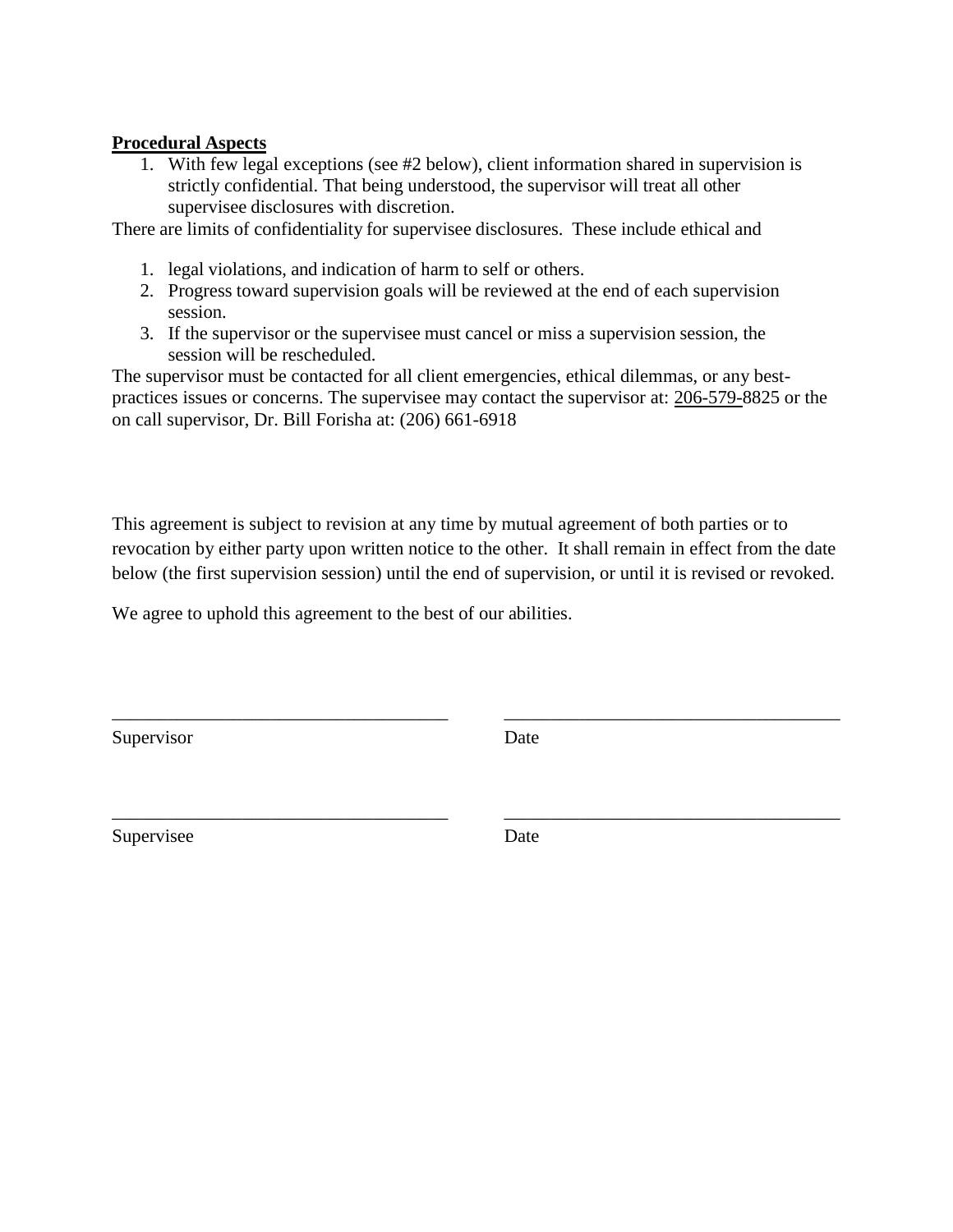**Procedural Aspects**

1. With few legal exceptions (see #2 below), client information shared in supervision is strictly confidential. That being understood, the supervisor will treat all other supervisee disclosures with discretion.

There are limits of confidentiality for supervisee disclosures. These include ethical and

1. legal violations, and indication of harm to self or others.
2. Progress toward supervision goals will be reviewed at the end of each supervision session.
3. If the supervisor or the supervisee must cancel or miss a supervision session, the session will be rescheduled.

The supervisor must be contacted for all client emergencies, ethical dilemmas, or any best-practices issues or concerns. The supervisee may contact the supervisor at: 206-579-8825 or the on call supervisor, Dr. Bill Forisha at: (206) 661-6918

This agreement is subject to revision at any time by mutual agreement of both parties or to revocation by either party upon written notice to the other. It shall remain in effect from the date below (the first supervision session) until the end of supervision, or until it is revised or revoked.

We agree to uphold this agreement to the best of our abilities.

____________________________________ ____________________________________

Supervisor Date

____________________________________ ____________________________________

Supervisee Date